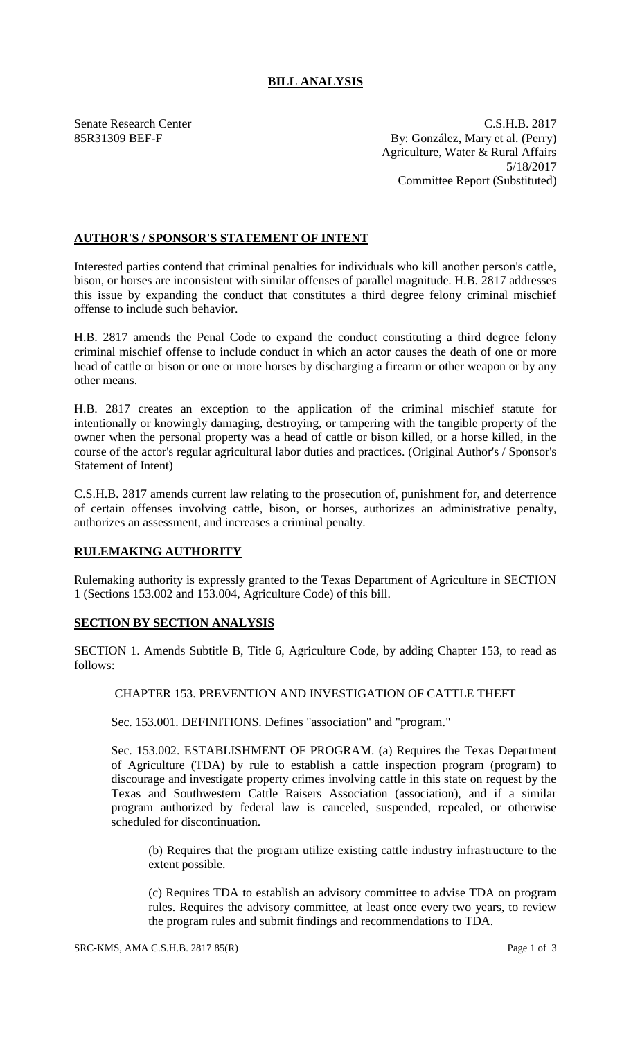# BILL ANALYSIS

Senate Research Center
85R31309 BEF-F

C.S.H.B. 2817
By: González, Mary et al. (Perry)
Agriculture, Water & Rural Affairs
5/18/2017
Committee Report (Substituted)

## AUTHOR'S / SPONSOR'S STATEMENT OF INTENT

Interested parties contend that criminal penalties for individuals who kill another person's cattle, bison, or horses are inconsistent with similar offenses of parallel magnitude. H.B. 2817 addresses this issue by expanding the conduct that constitutes a third degree felony criminal mischief offense to include such behavior.

H.B. 2817 amends the Penal Code to expand the conduct constituting a third degree felony criminal mischief offense to include conduct in which an actor causes the death of one or more head of cattle or bison or one or more horses by discharging a firearm or other weapon or by any other means.

H.B. 2817 creates an exception to the application of the criminal mischief statute for intentionally or knowingly damaging, destroying, or tampering with the tangible property of the owner when the personal property was a head of cattle or bison killed, or a horse killed, in the course of the actor's regular agricultural labor duties and practices. (Original Author's / Sponsor's Statement of Intent)

C.S.H.B. 2817 amends current law relating to the prosecution of, punishment for, and deterrence of certain offenses involving cattle, bison, or horses, authorizes an administrative penalty, authorizes an assessment, and increases a criminal penalty.

## RULEMAKING AUTHORITY

Rulemaking authority is expressly granted to the Texas Department of Agriculture in SECTION 1 (Sections 153.002 and 153.004, Agriculture Code) of this bill.

## SECTION BY SECTION ANALYSIS

SECTION 1. Amends Subtitle B, Title 6, Agriculture Code, by adding Chapter 153, to read as follows:

CHAPTER 153. PREVENTION AND INVESTIGATION OF CATTLE THEFT

Sec. 153.001. DEFINITIONS. Defines "association" and "program."

Sec. 153.002. ESTABLISHMENT OF PROGRAM. (a) Requires the Texas Department of Agriculture (TDA) by rule to establish a cattle inspection program (program) to discourage and investigate property crimes involving cattle in this state on request by the Texas and Southwestern Cattle Raisers Association (association), and if a similar program authorized by federal law is canceled, suspended, repealed, or otherwise scheduled for discontinuation.

(b) Requires that the program utilize existing cattle industry infrastructure to the extent possible.

(c) Requires TDA to establish an advisory committee to advise TDA on program rules. Requires the advisory committee, at least once every two years, to review the program rules and submit findings and recommendations to TDA.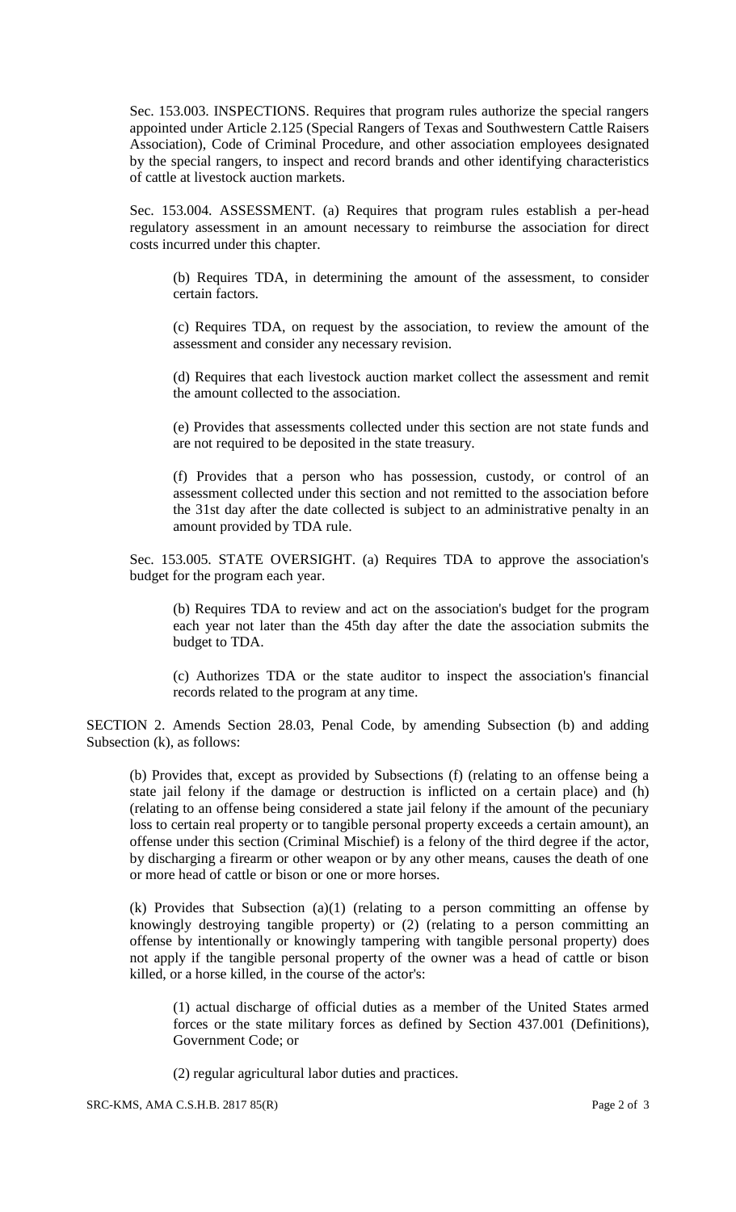Sec. 153.003. INSPECTIONS. Requires that program rules authorize the special rangers appointed under Article 2.125 (Special Rangers of Texas and Southwestern Cattle Raisers Association), Code of Criminal Procedure, and other association employees designated by the special rangers, to inspect and record brands and other identifying characteristics of cattle at livestock auction markets.

Sec. 153.004. ASSESSMENT. (a) Requires that program rules establish a per-head regulatory assessment in an amount necessary to reimburse the association for direct costs incurred under this chapter.

(b) Requires TDA, in determining the amount of the assessment, to consider certain factors.

(c) Requires TDA, on request by the association, to review the amount of the assessment and consider any necessary revision.

(d) Requires that each livestock auction market collect the assessment and remit the amount collected to the association.

(e) Provides that assessments collected under this section are not state funds and are not required to be deposited in the state treasury.

(f) Provides that a person who has possession, custody, or control of an assessment collected under this section and not remitted to the association before the 31st day after the date collected is subject to an administrative penalty in an amount provided by TDA rule.

Sec. 153.005. STATE OVERSIGHT. (a) Requires TDA to approve the association's budget for the program each year.

(b) Requires TDA to review and act on the association's budget for the program each year not later than the 45th day after the date the association submits the budget to TDA.

(c) Authorizes TDA or the state auditor to inspect the association's financial records related to the program at any time.

SECTION 2. Amends Section 28.03, Penal Code, by amending Subsection (b) and adding Subsection (k), as follows:

(b) Provides that, except as provided by Subsections (f) (relating to an offense being a state jail felony if the damage or destruction is inflicted on a certain place) and (h) (relating to an offense being considered a state jail felony if the amount of the pecuniary loss to certain real property or to tangible personal property exceeds a certain amount), an offense under this section (Criminal Mischief) is a felony of the third degree if the actor, by discharging a firearm or other weapon or by any other means, causes the death of one or more head of cattle or bison or one or more horses.

(k) Provides that Subsection (a)(1) (relating to a person committing an offense by knowingly destroying tangible property) or (2) (relating to a person committing an offense by intentionally or knowingly tampering with tangible personal property) does not apply if the tangible personal property of the owner was a head of cattle or bison killed, or a horse killed, in the course of the actor's:

(1) actual discharge of official duties as a member of the United States armed forces or the state military forces as defined by Section 437.001 (Definitions), Government Code; or

(2) regular agricultural labor duties and practices.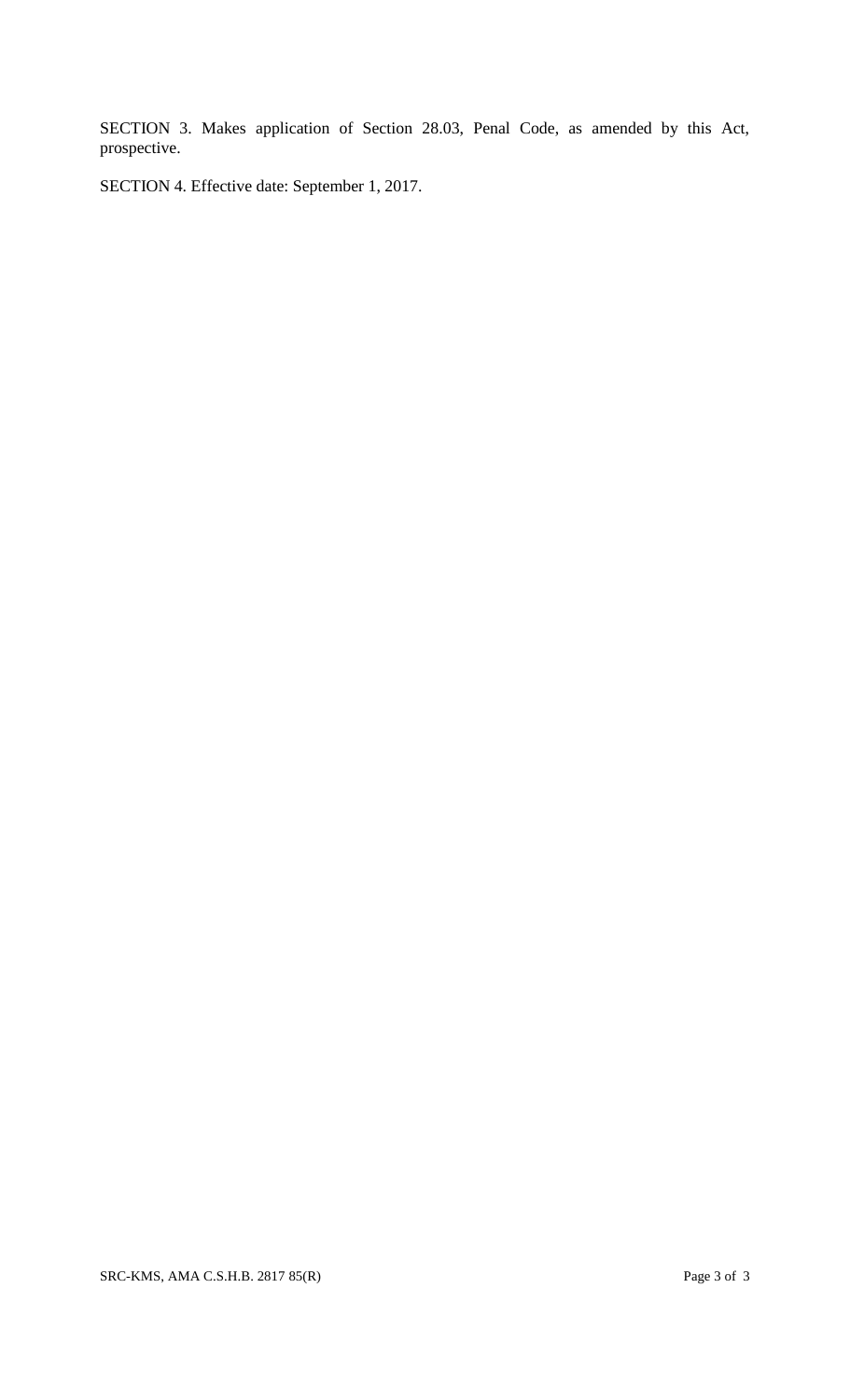SECTION 3. Makes application of Section 28.03, Penal Code, as amended by this Act, prospective.

SECTION 4. Effective date: September 1, 2017.